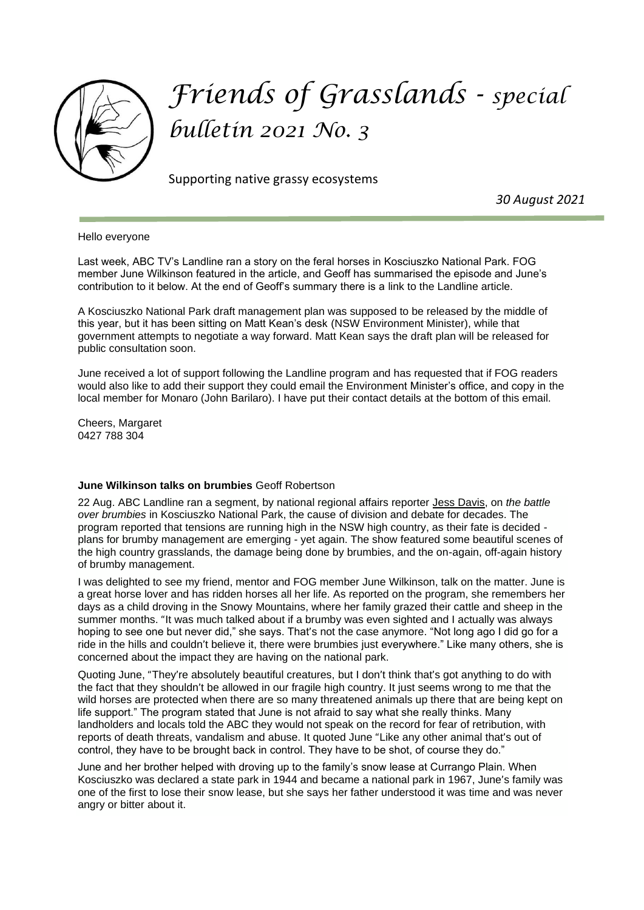# Friends of Grasslands - *special bulletin 2021 No. 3*

Supporting native grassy ecosystems

*30 August 2021*

Hello everyone

Last week, ABC TV's Landline ran a story on the feral horses in Kosciuszko National Park. FOG member June Wilkinson featured in the article, and Geoff has summarised the episode and June's contribution to it below. At the end of Geoff's summary there is a link to the Landline article.

A Kosciuszko National Park draft management plan was supposed to be released by the middle of this year, but it has been sitting on Matt Kean's desk (NSW Environment Minister), while that government attempts to negotiate a way forward. Matt Kean says the draft plan will be released for public consultation soon.

June received a lot of support following the Landline program and has requested that if FOG readers would also like to add their support they could email the Environment Minister's office, and copy in the local member for Monaro (John Barilaro). I have put their contact details at the bottom of this email.

Cheers, Margaret
0427 788 304

**June Wilkinson talks on brumbies** Geoff Robertson

22 Aug. ABC Landline ran a segment, by national regional affairs reporter Jess Davis, on *the battle over brumbies* in Kosciuszko National Park, the cause of division and debate for decades. The program reported that tensions are running high in the NSW high country, as their fate is decided - plans for brumby management are emerging - yet again. The show featured some beautiful scenes of the high country grasslands, the damage being done by brumbies, and the on-again, off-again history of brumby management.

I was delighted to see my friend, mentor and FOG member June Wilkinson, talk on the matter. June is a great horse lover and has ridden horses all her life. As reported on the program, she remembers her days as a child droving in the Snowy Mountains, where her family grazed their cattle and sheep in the summer months. "It was much talked about if a brumby was even sighted and I actually was always hoping to see one but never did," she says. That's not the case anymore. "Not long ago I did go for a ride in the hills and couldn't believe it, there were brumbies just everywhere." Like many others, she is concerned about the impact they are having on the national park.

Quoting June, "They're absolutely beautiful creatures, but I don't think that's got anything to do with the fact that they shouldn't be allowed in our fragile high country. It just seems wrong to me that the wild horses are protected when there are so many threatened animals up there that are being kept on life support." The program stated that June is not afraid to say what she really thinks. Many landholders and locals told the ABC they would not speak on the record for fear of retribution, with reports of death threats, vandalism and abuse. It quoted June "Like any other animal that's out of control, they have to be brought back in control. They have to be shot, of course they do."

June and her brother helped with droving up to the family's snow lease at Currango Plain. When Kosciuszko was declared a state park in 1944 and became a national park in 1967, June's family was one of the first to lose their snow lease, but she says her father understood it was time and was never angry or bitter about it.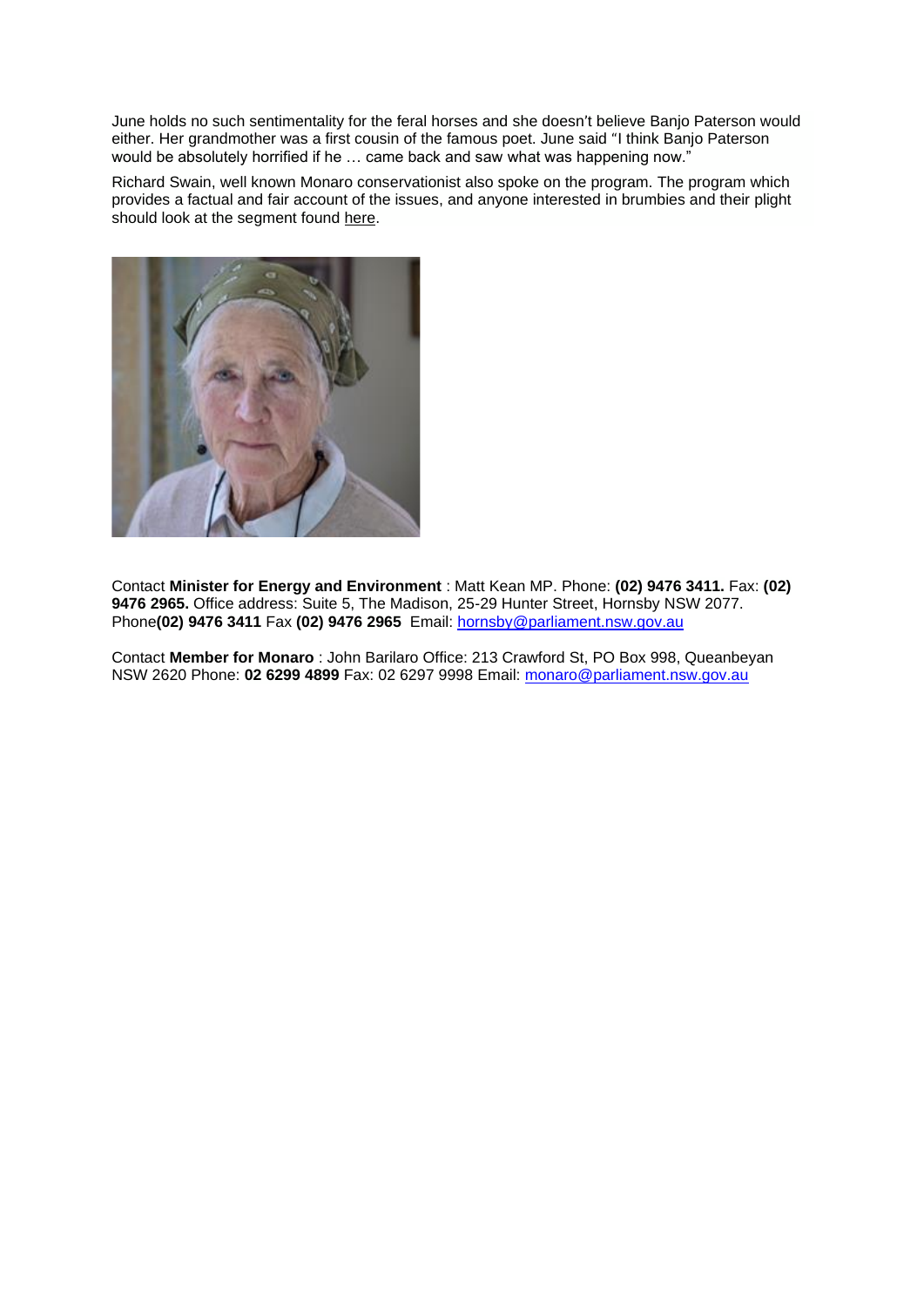June holds no such sentimentality for the feral horses and she doesn't believe Banjo Paterson would either. Her grandmother was a first cousin of the famous poet. June said "I think Banjo Paterson would be absolutely horrified if he … came back and saw what was happening now."

Richard Swain, well known Monaro conservationist also spoke on the program. The program which provides a factual and fair account of the issues, and anyone interested in brumbies and their plight should look at the segment found here.

Contact **Minister for Energy and Environment** : Matt Kean MP. Phone: **(02) 9476 3411.** Fax: **(02) 9476 2965.** Office address: Suite 5, The Madison, 25-29 Hunter Street, Hornsby NSW 2077. Phone**(02) 9476 3411** Fax **(02) 9476 2965** Email: hornsby@parliament.nsw.gov.au

Contact **Member for Monaro** : John Barilaro Office: 213 Crawford St, PO Box 998, Queanbeyan NSW 2620 Phone: **02 6299 4899** Fax: 02 6297 9998 Email: monaro@parliament.nsw.gov.au